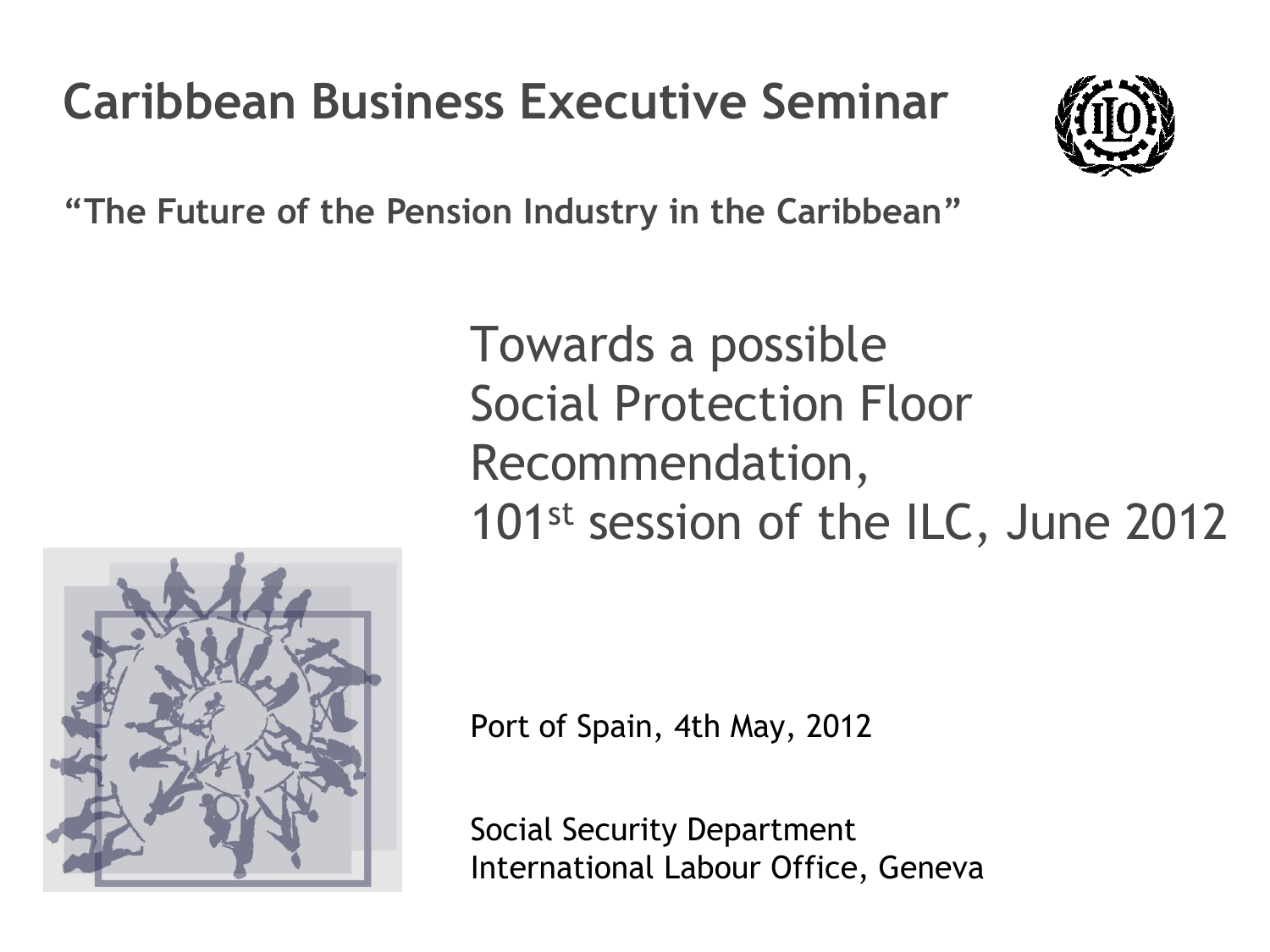# Caribbean Business Executive Seminar

**"The Future of the Pension Industry in the Caribbean"**

## Towards a possible Social Protection Floor Recommendation, 101st session of the ILC, June 2012

Port of Spain, 4th May, 2012

Social Security Department
International Labour Office, Geneva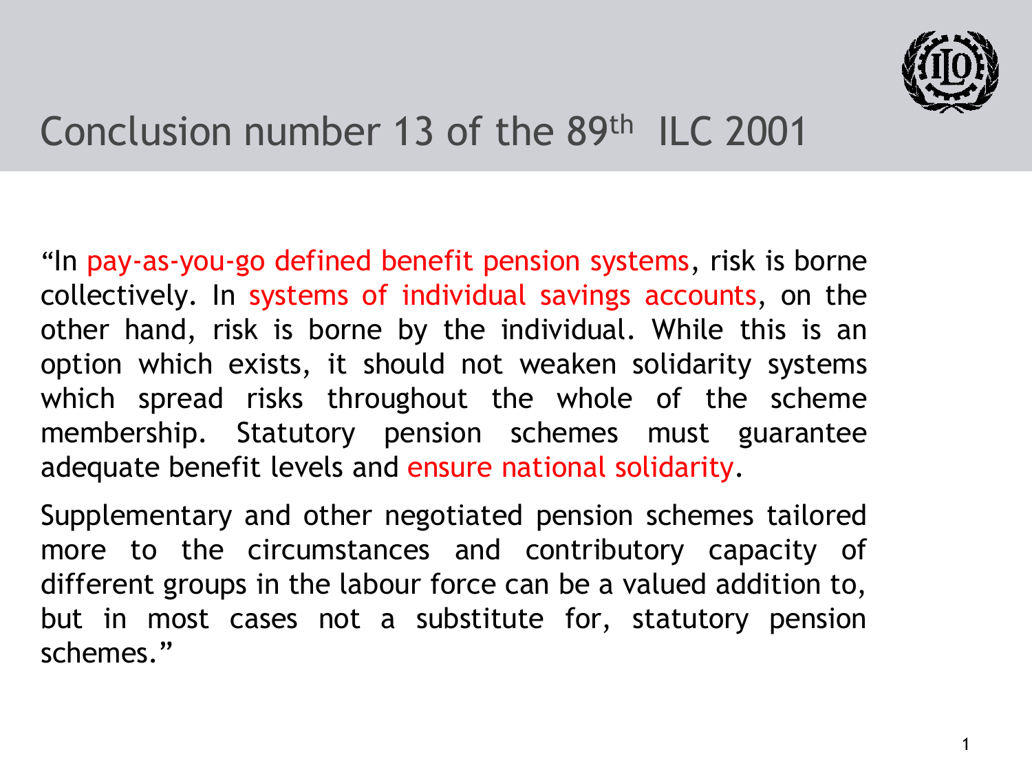# Conclusion number 13 of the 89th ILC 2001

"In pay-as-you-go defined benefit pension systems, risk is borne collectively. In systems of individual savings accounts, on the other hand, risk is borne by the individual. While this is an option which exists, it should not weaken solidarity systems which spread risks throughout the whole of the scheme membership. Statutory pension schemes must guarantee adequate benefit levels and ensure national solidarity.

Supplementary and other negotiated pension schemes tailored more to the circumstances and contributory capacity of different groups in the labour force can be a valued addition to, but in most cases not a substitute for, statutory pension schemes."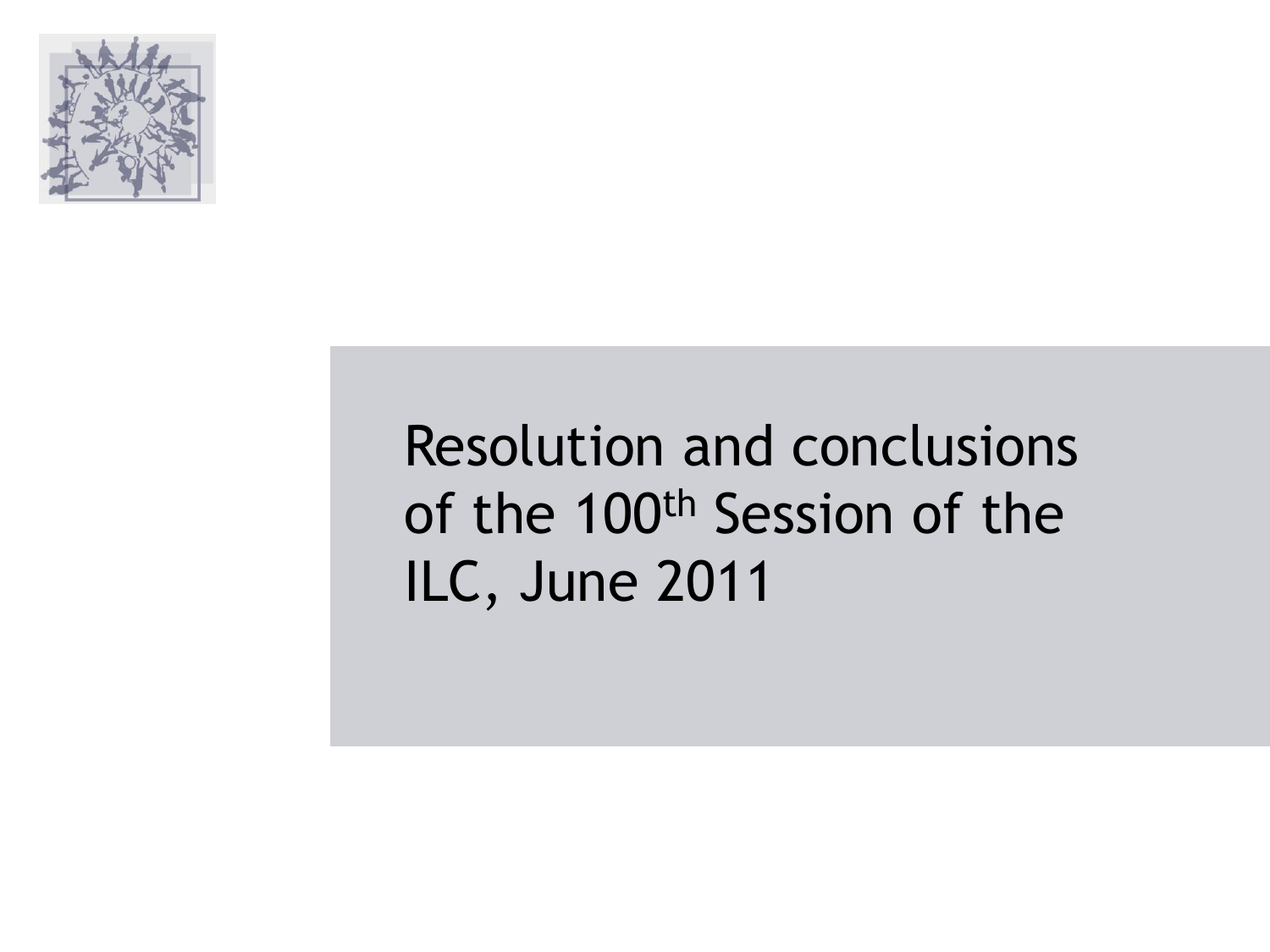# Resolution and conclusions of the 100th Session of the ILC, June 2011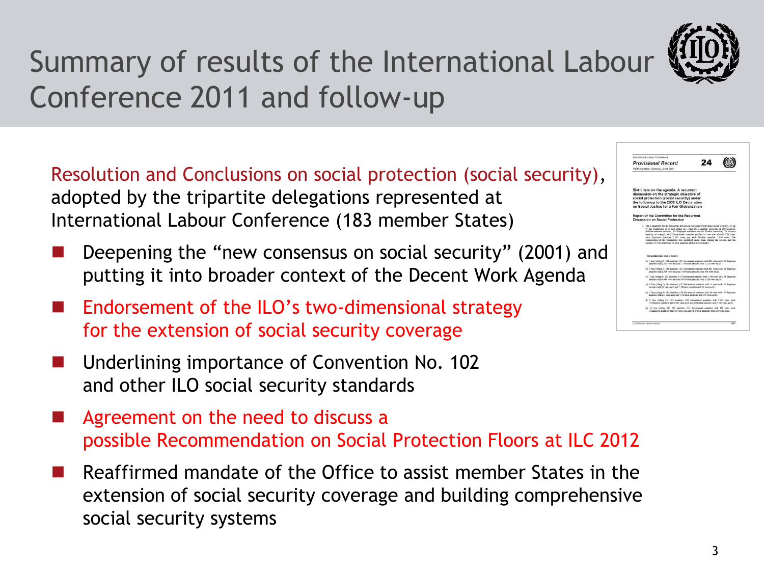# Summary of results of the International Labour Conference 2011 and follow-up

Resolution and Conclusions on social protection (social security), adopted by the tripartite delegations represented at International Labour Conference (183 member States)

- Deepening the "new consensus on social security" (2001) and putting it into broader context of the Decent Work Agenda
- Endorsement of the ILO's two-dimensional strategy for the extension of social security coverage
- Underlining importance of Convention No. 102 and other ILO social security standards
- Agreement on the need to discuss a possible Recommendation on Social Protection Floors at ILC 2012
- Reaffirmed mandate of the Office to assist member States in the extension of social security coverage and building comprehensive social security systems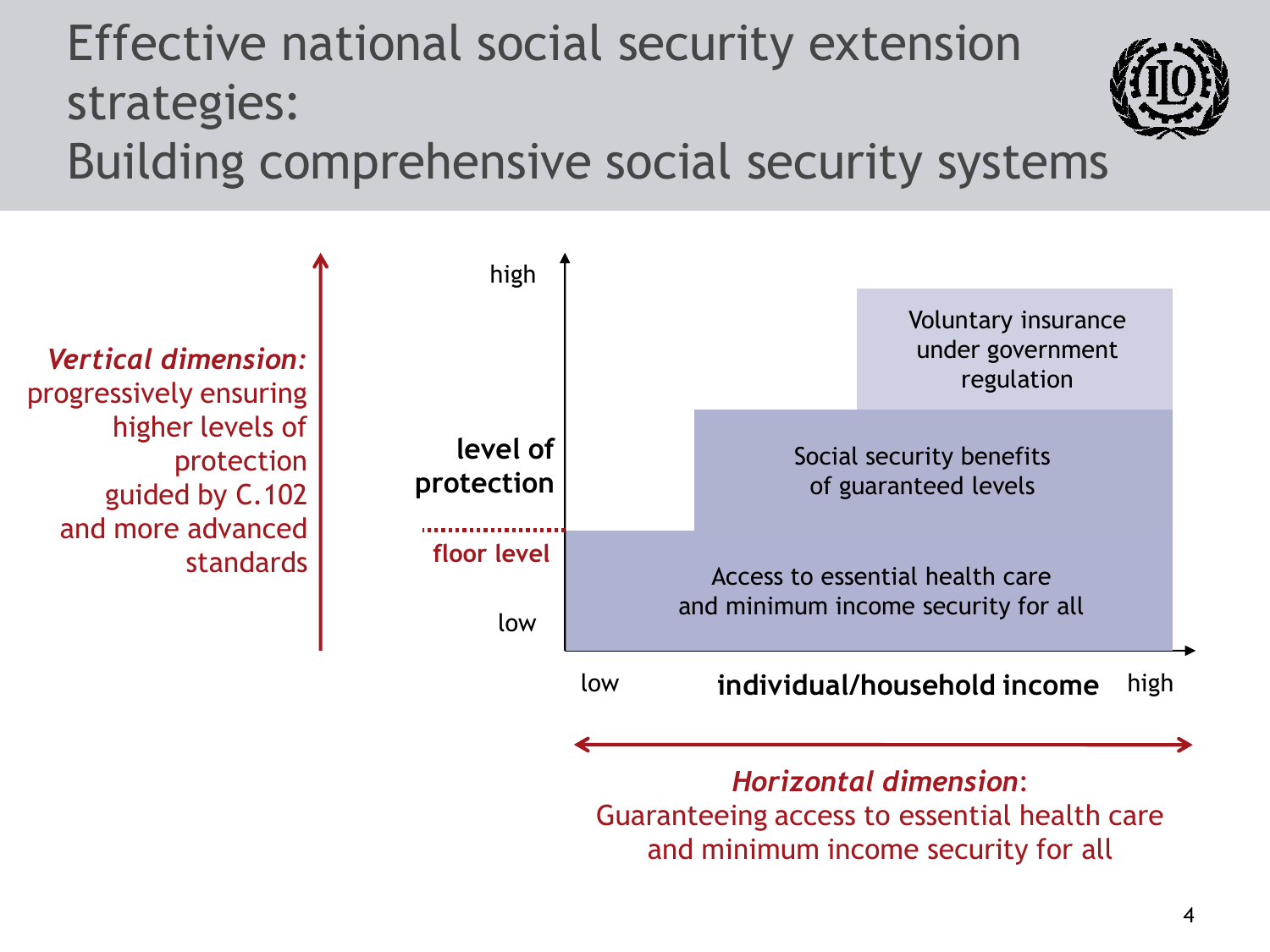# Effective national social security extension strategies: Building comprehensive social security systems

*Vertical dimension:* progressively ensuring higher levels of protection guided by C.102 and more advanced standards

high

level of protection

floor level

low

Voluntary insurance under government regulation

Social security benefits of guaranteed levels

Access to essential health care and minimum income security for all

low **individual/household income** high

*Horizontal dimension*: Guaranteeing access to essential health care and minimum income security for all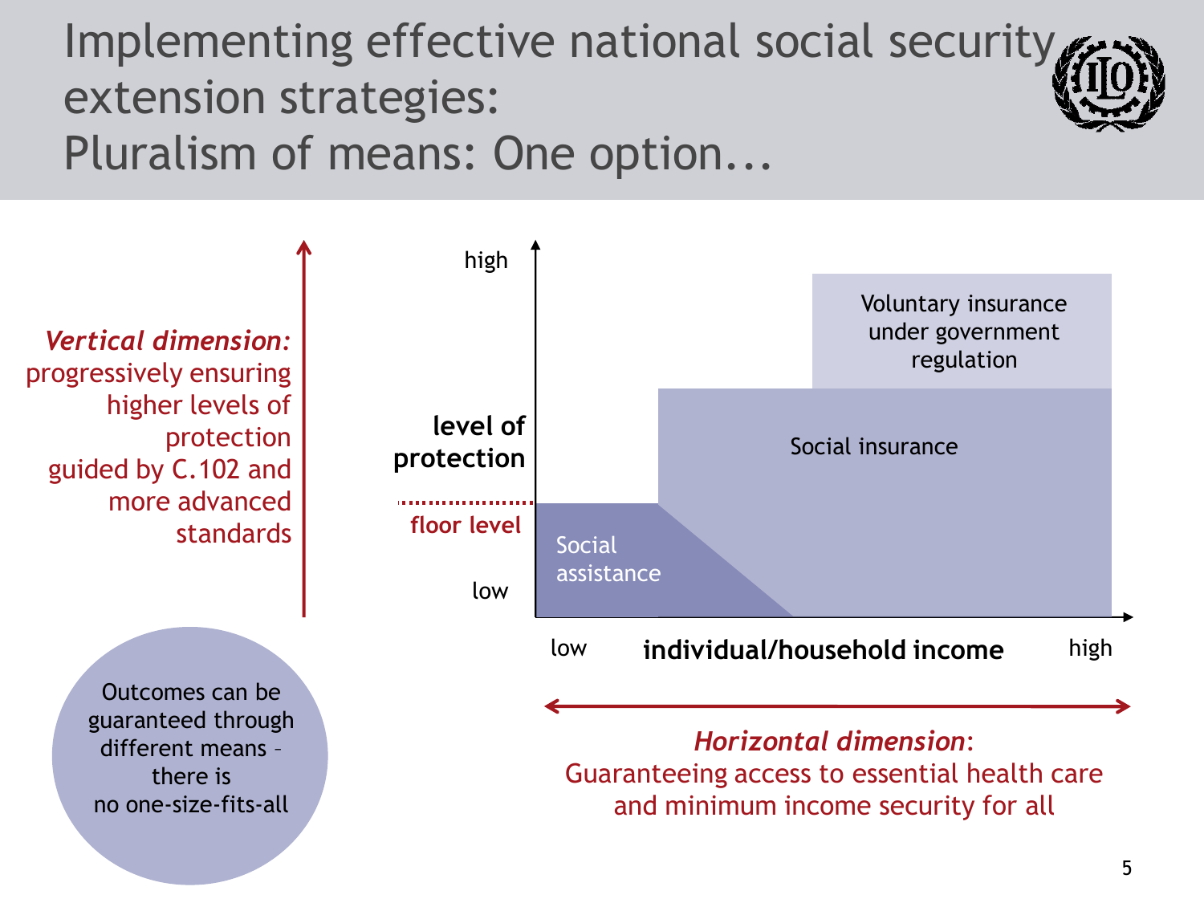# Implementing effective national social security extension strategies: Pluralism of means: One option...

***Vertical dimension:*** progressively ensuring higher levels of protection guided by C.102 and more advanced standards

high

level of protection

floor level

low

Voluntary insurance under government regulation

Social insurance

Social assistance

low **individual/household income** high

***Horizontal dimension***: Guaranteeing access to essential health care and minimum income security for all

Outcomes can be guaranteed through different means – there is no one-size-fits-all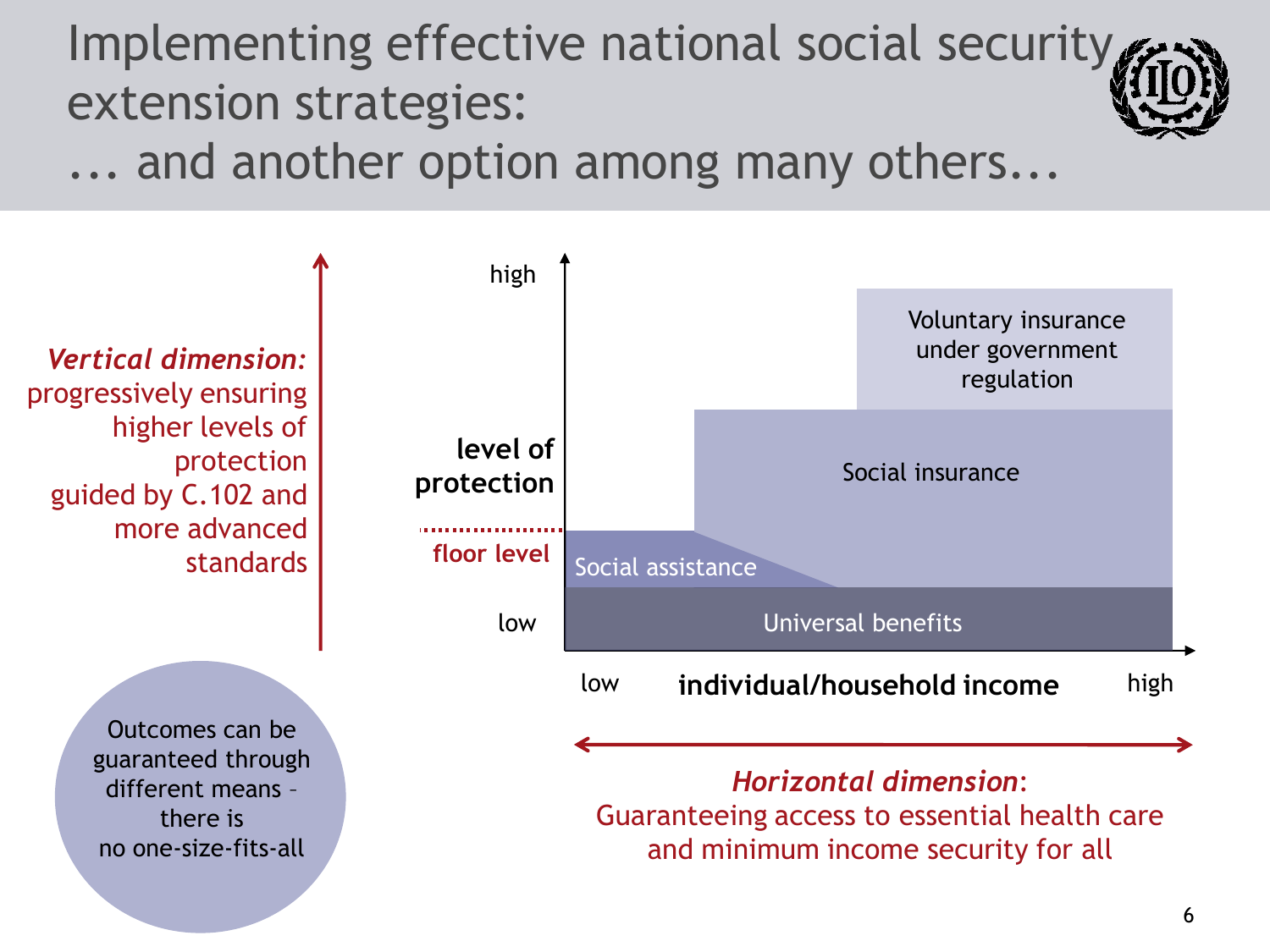# Implementing effective national social security extension strategies:

# ... and another option among many others...

*Vertical dimension:* progressively ensuring higher levels of protection guided by C.102 and more advanced standards

high

**level of protection**

floor level

low

Voluntary insurance under government regulation

Social insurance

Social assistance

Universal benefits

low **individual/household income** high

*Horizontal dimension*: Guaranteeing access to essential health care and minimum income security for all

Outcomes can be guaranteed through different means – there is no one-size-fits-all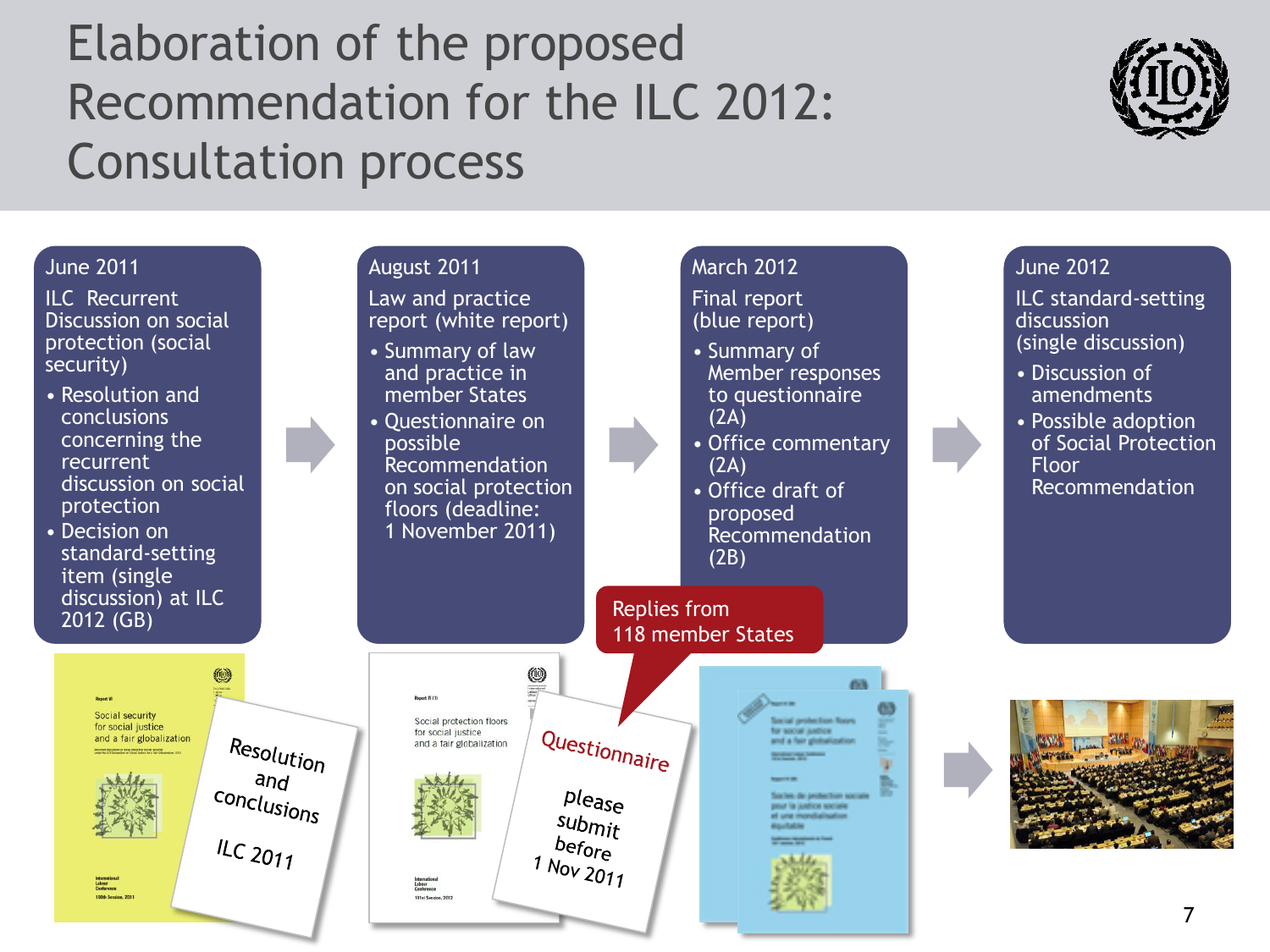# Elaboration of the proposed Recommendation for the ILC 2012: Consultation process

**June 2011**

ILC Recurrent Discussion on social protection (social security)

- Resolution and conclusions concerning the recurrent discussion on social protection
- Decision on standard-setting item (single discussion) at ILC 2012 (GB)

**August 2011**

Law and practice report (white report)

- Summary of law and practice in member States
- Questionnaire on possible Recommendation on social protection floors (deadline: 1 November 2011)

**March 2012**

Final report (blue report)

- Summary of Member responses to questionnaire (2A)
- Office commentary (2A)
- Office draft of proposed Recommendation (2B)

Replies from 118 member States

**June 2012**

ILC standard-setting discussion (single discussion)

- Discussion of amendments
- Possible adoption of Social Protection Floor Recommendation

Resolution and conclusions ILC 2011

Questionnaire please submit before 1 Nov 2011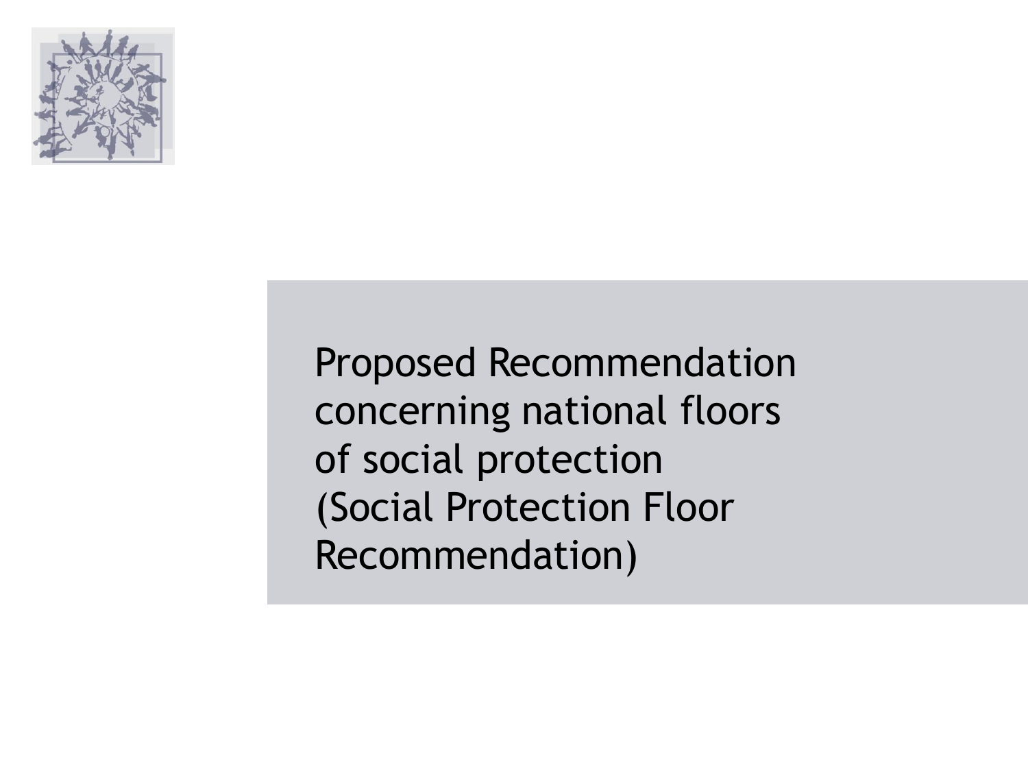# Proposed Recommendation concerning national floors of social protection (Social Protection Floor Recommendation)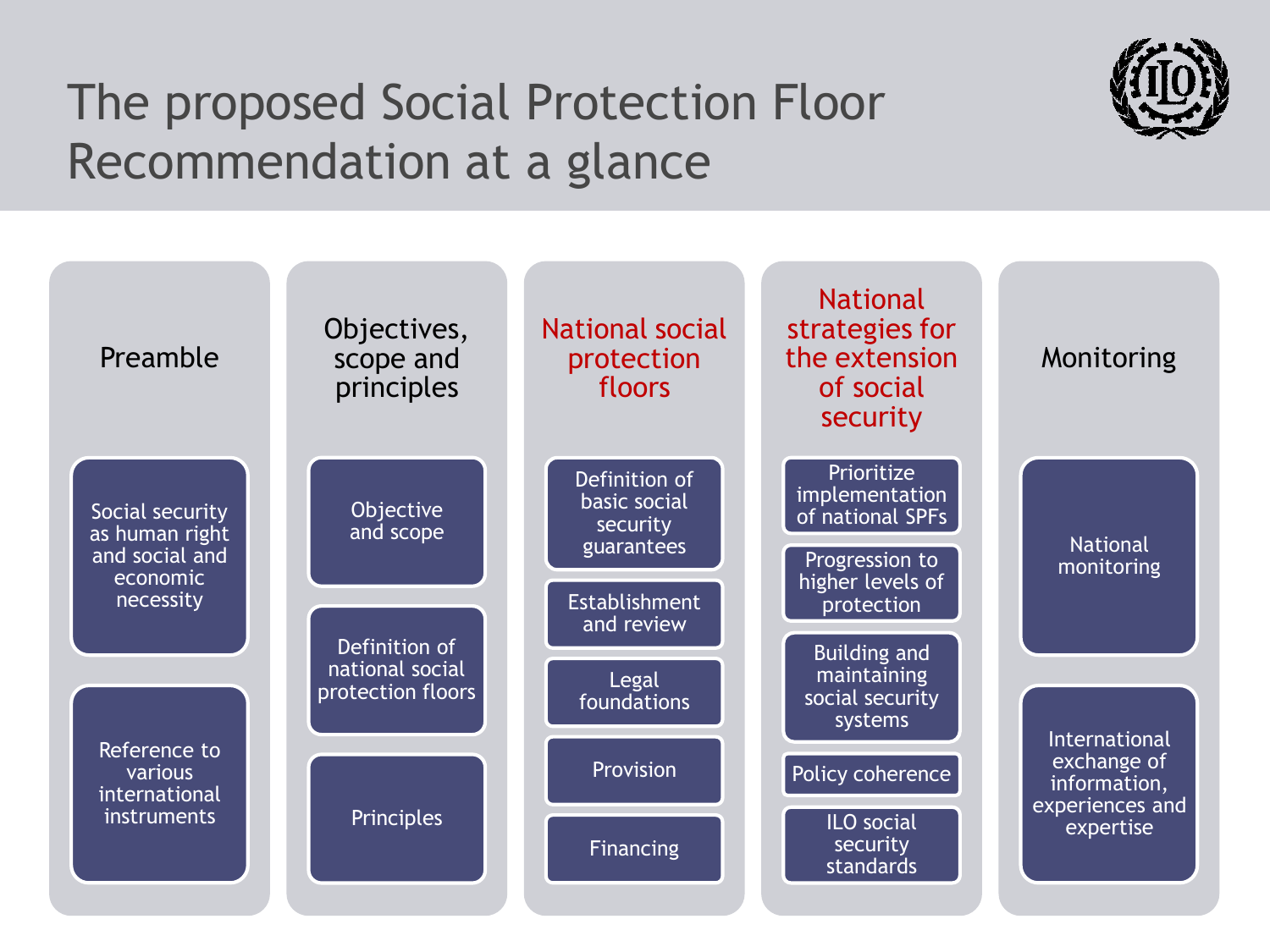# The proposed Social Protection Floor Recommendation at a glance

## Preamble

- Social security as human right and social and economic necessity
- Reference to various international instruments

## Objectives, scope and principles

- Objective and scope
- Definition of national social protection floors
- Principles

## National social protection floors

- Definition of basic social security guarantees
- Establishment and review
- Legal foundations
- Provision
- Financing

## National strategies for the extension of social security

- Prioritize implementation of national SPFs
- Progression to higher levels of protection
- Building and maintaining social security systems
- Policy coherence
- ILO social security standards

## Monitoring

- National monitoring
- International exchange of information, experiences and expertise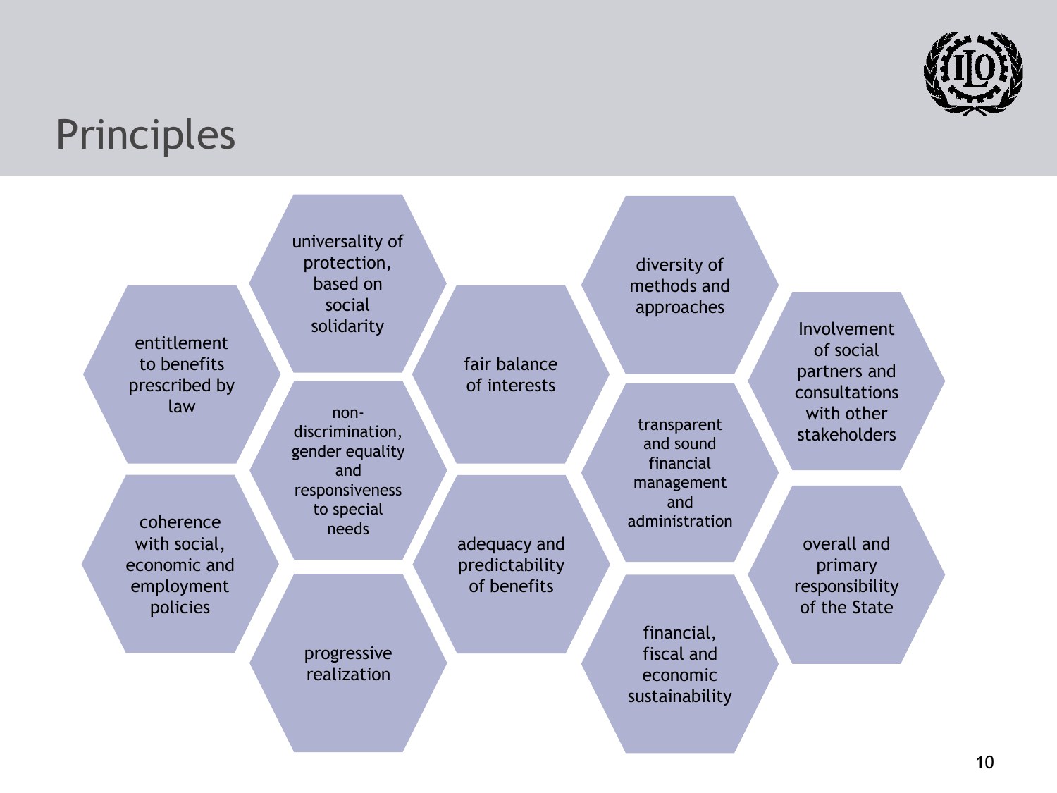# Principles

- entitlement to benefits prescribed by law
- coherence with social, economic and employment policies
- universality of protection, based on social solidarity
- non-discrimination, gender equality and responsiveness to special needs
- progressive realization
- fair balance of interests
- adequacy and predictability of benefits
- diversity of methods and approaches
- transparent and sound financial management and administration
- financial, fiscal and economic sustainability
- Involvement of social partners and consultations with other stakeholders
- overall and primary responsibility of the State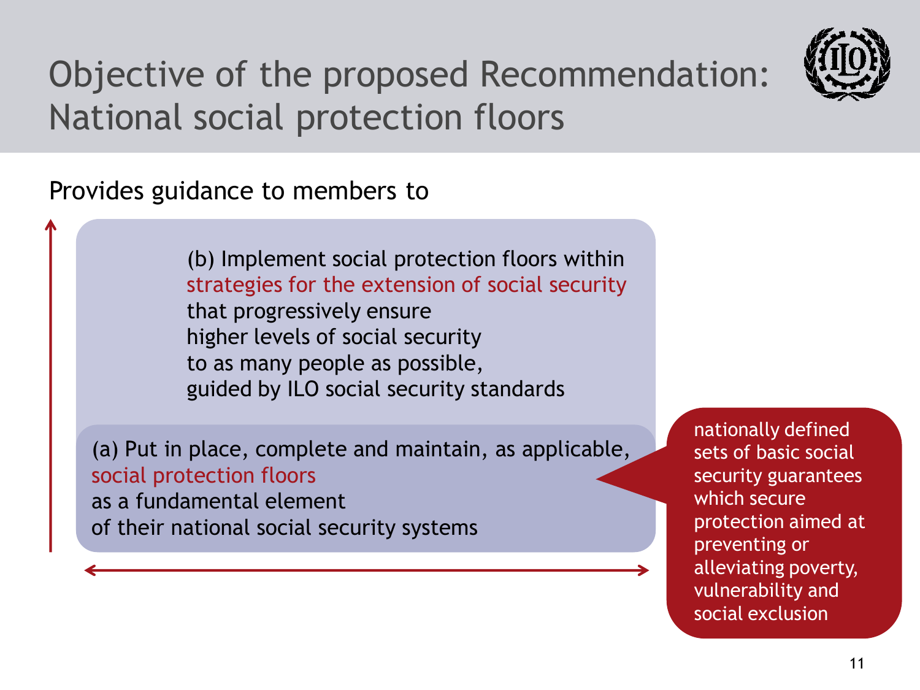# Objective of the proposed Recommendation: National social protection floors

Provides guidance to members to

(b) Implement social protection floors within strategies for the extension of social security that progressively ensure higher levels of social security to as many people as possible, guided by ILO social security standards

(a) Put in place, complete and maintain, as applicable, social protection floors as a fundamental element of their national social security systems

nationally defined sets of basic social security guarantees which secure protection aimed at preventing or alleviating poverty, vulnerability and social exclusion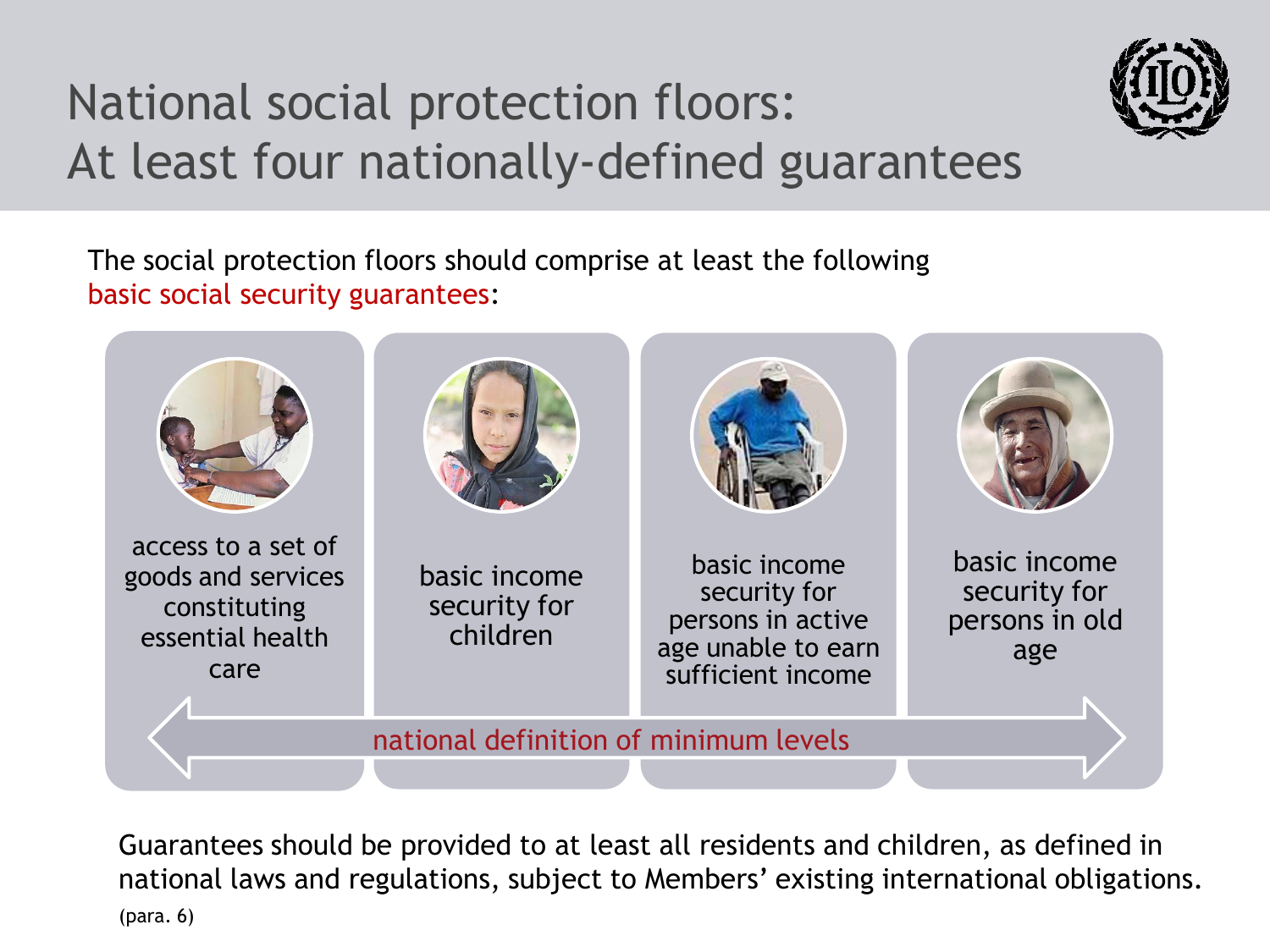# National social protection floors: At least four nationally-defined guarantees

The social protection floors should comprise at least the following basic social security guarantees:

- access to a set of goods and services constituting essential health care
- basic income security for children
- basic income security for persons in active age unable to earn sufficient income
- basic income security for persons in old age

national definition of minimum levels

Guarantees should be provided to at least all residents and children, as defined in national laws and regulations, subject to Members' existing international obligations. (para. 6)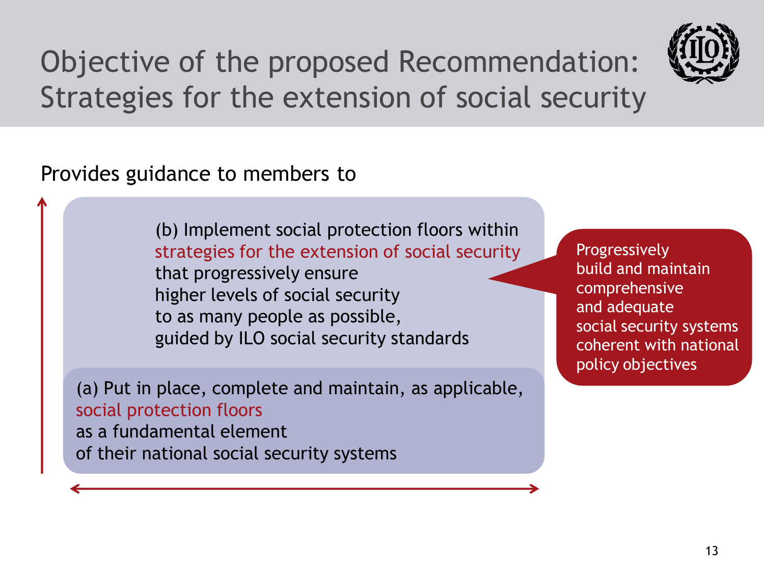# Objective of the proposed Recommendation: Strategies for the extension of social security

Provides guidance to members to

(b) Implement social protection floors within strategies for the extension of social security that progressively ensure higher levels of social security to as many people as possible, guided by ILO social security standards

(a) Put in place, complete and maintain, as applicable, social protection floors as a fundamental element of their national social security systems

Progressively build and maintain comprehensive and adequate social security systems coherent with national policy objectives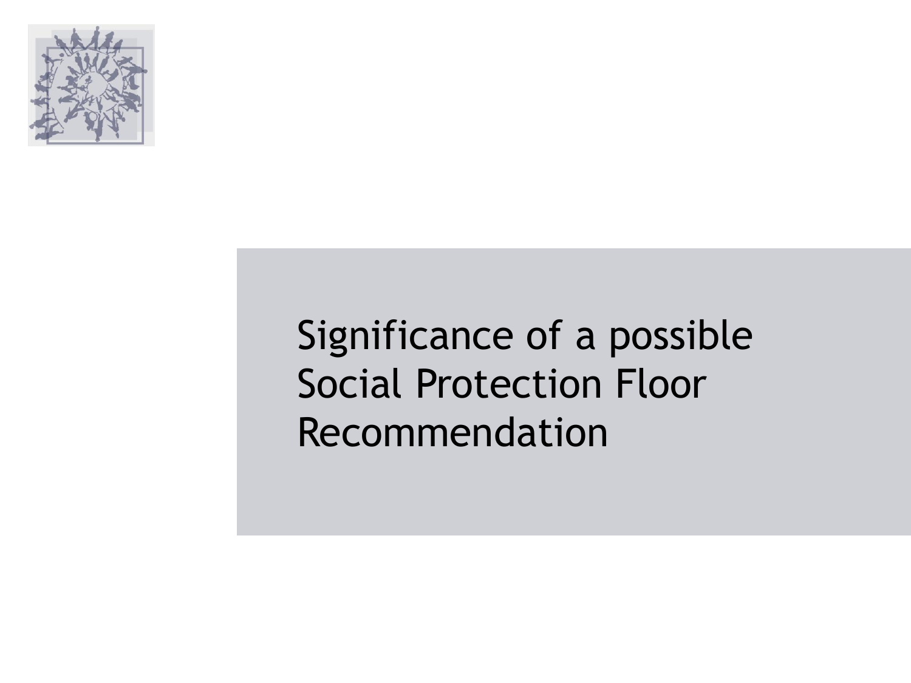# Significance of a possible Social Protection Floor Recommendation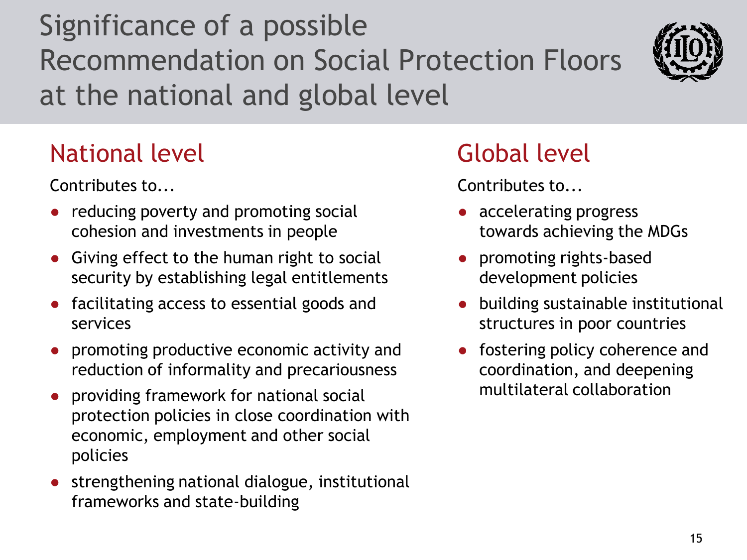# Significance of a possible Recommendation on Social Protection Floors at the national and global level

## National level

Contributes to...

- reducing poverty and promoting social cohesion and investments in people
- Giving effect to the human right to social security by establishing legal entitlements
- facilitating access to essential goods and services
- promoting productive economic activity and reduction of informality and precariousness
- providing framework for national social protection policies in close coordination with economic, employment and other social policies
- strengthening national dialogue, institutional frameworks and state-building

## Global level

Contributes to...

- accelerating progress towards achieving the MDGs
- promoting rights-based development policies
- building sustainable institutional structures in poor countries
- fostering policy coherence and coordination, and deepening multilateral collaboration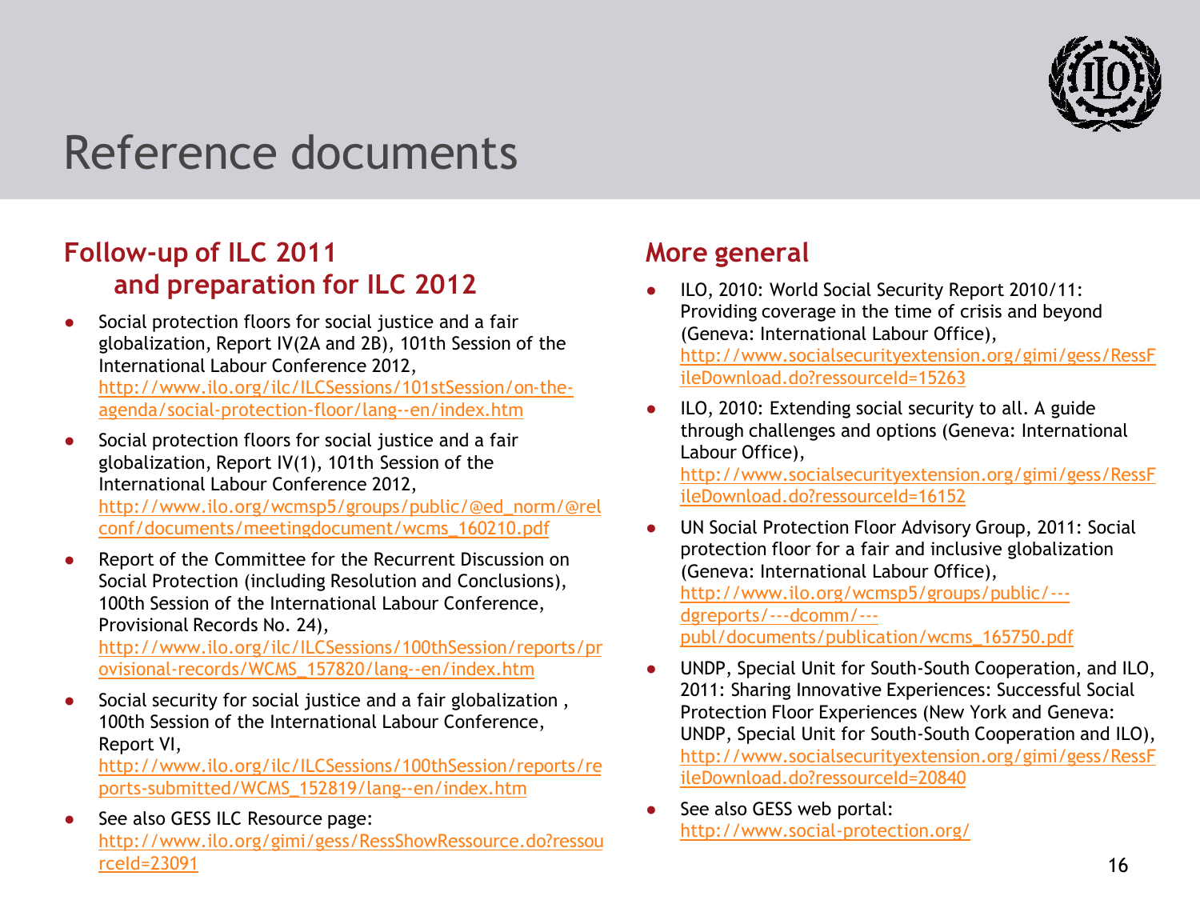# Reference documents

## Follow-up of ILC 2011 and preparation for ILC 2012

- Social protection floors for social justice and a fair globalization, Report IV(2A and 2B), 101th Session of the International Labour Conference 2012, http://www.ilo.org/ilc/ILCSessions/101stSession/on-the-agenda/social-protection-floor/lang--en/index.htm
- Social protection floors for social justice and a fair globalization, Report IV(1), 101th Session of the International Labour Conference 2012, http://www.ilo.org/wcmsp5/groups/public/@ed_norm/@relconf/documents/meetingdocument/wcms_160210.pdf
- Report of the Committee for the Recurrent Discussion on Social Protection (including Resolution and Conclusions), 100th Session of the International Labour Conference, Provisional Records No. 24), http://www.ilo.org/ilc/ILCSessions/100thSession/reports/provisional-records/WCMS_157820/lang--en/index.htm
- Social security for social justice and a fair globalization , 100th Session of the International Labour Conference, Report VI, http://www.ilo.org/ilc/ILCSessions/100thSession/reports/reports-submitted/WCMS_152819/lang--en/index.htm
- See also GESS ILC Resource page: http://www.ilo.org/gimi/gess/RessShowRessource.do?ressourceId=23091

## More general

- ILO, 2010: World Social Security Report 2010/11: Providing coverage in the time of crisis and beyond (Geneva: International Labour Office), http://www.socialsecurityextension.org/gimi/gess/RessFileDownload.do?ressourceId=15263
- ILO, 2010: Extending social security to all. A guide through challenges and options (Geneva: International Labour Office), http://www.socialsecurityextension.org/gimi/gess/RessFileDownload.do?ressourceId=16152
- UN Social Protection Floor Advisory Group, 2011: Social protection floor for a fair and inclusive globalization (Geneva: International Labour Office), http://www.ilo.org/wcmsp5/groups/public/---dgreports/---dcomm/---publ/documents/publication/wcms_165750.pdf
- UNDP, Special Unit for South-South Cooperation, and ILO, 2011: Sharing Innovative Experiences: Successful Social Protection Floor Experiences (New York and Geneva: UNDP, Special Unit for South-South Cooperation and ILO), http://www.socialsecurityextension.org/gimi/gess/RessFileDownload.do?ressourceId=20840
- See also GESS web portal: http://www.social-protection.org/